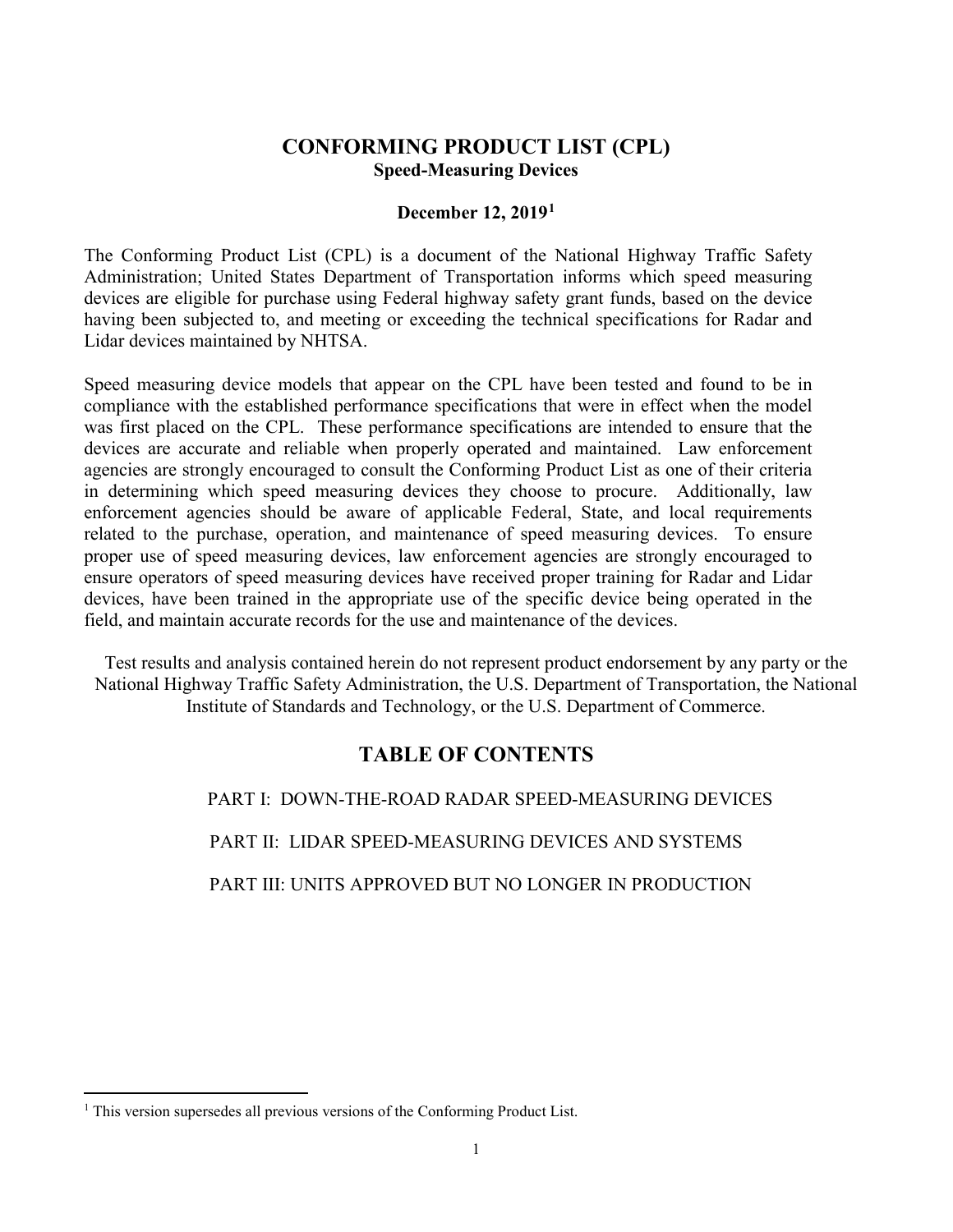# CONFORMING PRODUCT LIST (CPL)

## Speed-Measuring Devices

**December 12, 2019[1]**

The Conforming Product List (CPL) is a document of the National Highway Traffic Safety Administration; United States Department of Transportation informs which speed measuring devices are eligible for purchase using Federal highway safety grant funds, based on the device having been subjected to, and meeting or exceeding the technical specifications for Radar and Lidar devices maintained by NHTSA.

Speed measuring device models that appear on the CPL have been tested and found to be in compliance with the established performance specifications that were in effect when the model was first placed on the CPL. These performance specifications are intended to ensure that the devices are accurate and reliable when properly operated and maintained. Law enforcement agencies are strongly encouraged to consult the Conforming Product List as one of their criteria in determining which speed measuring devices they choose to procure. Additionally, law enforcement agencies should be aware of applicable Federal, State, and local requirements related to the purchase, operation, and maintenance of speed measuring devices. To ensure proper use of speed measuring devices, law enforcement agencies are strongly encouraged to ensure operators of speed measuring devices have received proper training for Radar and Lidar devices, have been trained in the appropriate use of the specific device being operated in the field, and maintain accurate records for the use and maintenance of the devices.

Test results and analysis contained herein do not represent product endorsement by any party or the National Highway Traffic Safety Administration, the U.S. Department of Transportation, the National Institute of Standards and Technology, or the U.S. Department of Commerce.

## TABLE OF CONTENTS

PART I: DOWN-THE-ROAD RADAR SPEED-MEASURING DEVICES

PART II: LIDAR SPEED-MEASURING DEVICES AND SYSTEMS

PART III: UNITS APPROVED BUT NO LONGER IN PRODUCTION

---

[1] This version supersedes all previous versions of the Conforming Product List.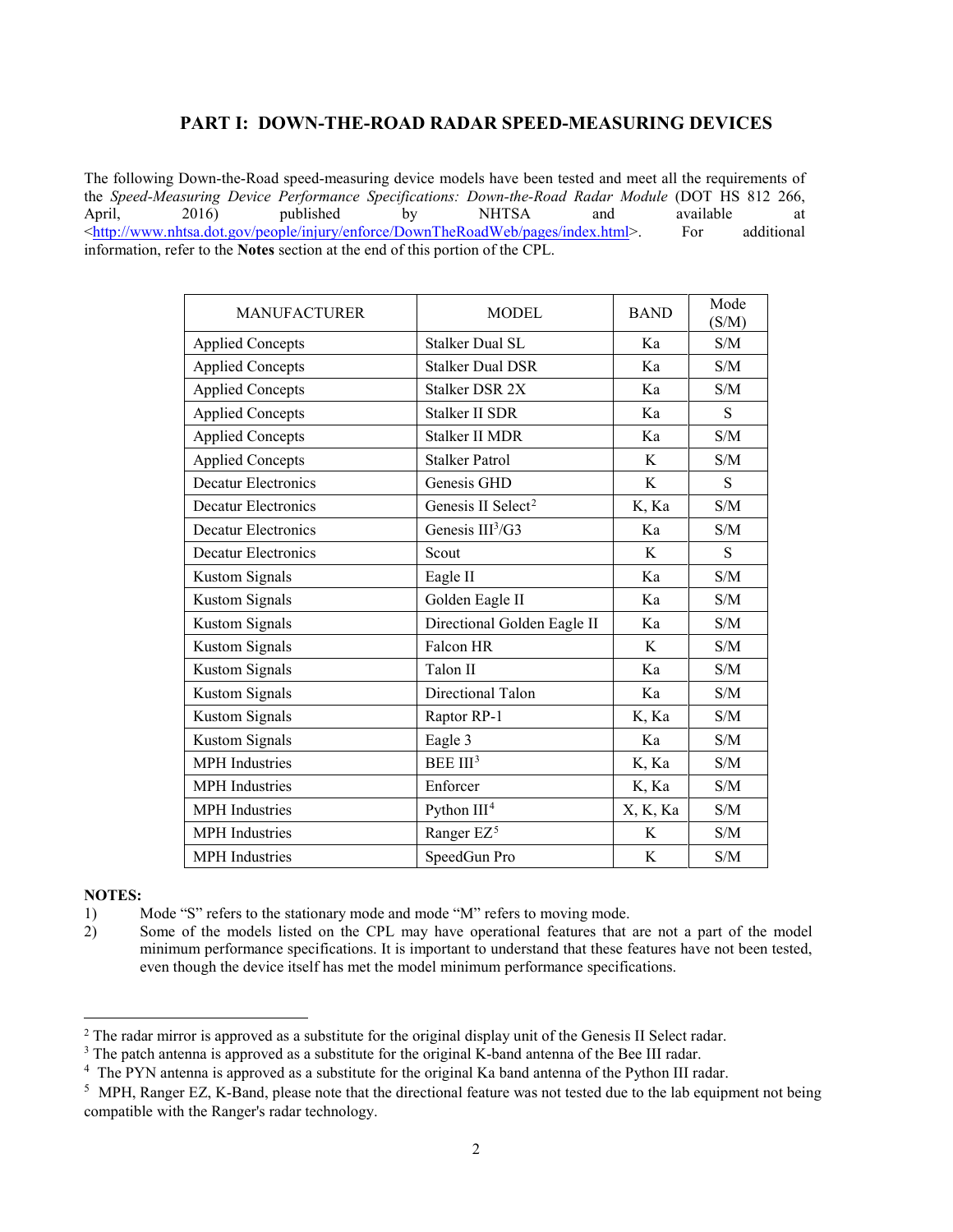## PART I: DOWN-THE-ROAD RADAR SPEED-MEASURING DEVICES

The following Down-the-Road speed-measuring device models have been tested and meet all the requirements of the *Speed-Measuring Device Performance Specifications: Down-the-Road Radar Module* (DOT HS 812 266, April, 2016) published by NHTSA and available at <http://www.nhtsa.dot.gov/people/injury/enforce/DownTheRoadWeb/pages/index.html>. For additional information, refer to the **Notes** section at the end of this portion of the CPL.

| MANUFACTURER | MODEL | BAND | Mode (S/M) |
|---|---|---|---|
| Applied Concepts | Stalker Dual SL | Ka | S/M |
| Applied Concepts | Stalker Dual DSR | Ka | S/M |
| Applied Concepts | Stalker DSR 2X | Ka | S/M |
| Applied Concepts | Stalker II SDR | Ka | S |
| Applied Concepts | Stalker II MDR | Ka | S/M |
| Applied Concepts | Stalker Patrol | K | S/M |
| Decatur Electronics | Genesis GHD | K | S |
| Decatur Electronics | Genesis II Select[2] | K, Ka | S/M |
| Decatur Electronics | Genesis III[3]/G3 | Ka | S/M |
| Decatur Electronics | Scout | K | S |
| Kustom Signals | Eagle II | Ka | S/M |
| Kustom Signals | Golden Eagle II | Ka | S/M |
| Kustom Signals | Directional Golden Eagle II | Ka | S/M |
| Kustom Signals | Falcon HR | K | S/M |
| Kustom Signals | Talon II | Ka | S/M |
| Kustom Signals | Directional Talon | Ka | S/M |
| Kustom Signals | Raptor RP-1 | K, Ka | S/M |
| Kustom Signals | Eagle 3 | Ka | S/M |
| MPH Industries | BEE III[3] | K, Ka | S/M |
| MPH Industries | Enforcer | K, Ka | S/M |
| MPH Industries | Python III[4] | X, K, Ka | S/M |
| MPH Industries | Ranger EZ[5] | K | S/M |
| MPH Industries | SpeedGun Pro | K | S/M |

**NOTES:**

1) Mode "S" refers to the stationary mode and mode "M" refers to moving mode.
2) Some of the models listed on the CPL may have operational features that are not a part of the model minimum performance specifications. It is important to understand that these features have not been tested, even though the device itself has met the model minimum performance specifications.

---

[2] The radar mirror is approved as a substitute for the original display unit of the Genesis II Select radar.

[3] The patch antenna is approved as a substitute for the original K-band antenna of the Bee III radar.

[4] The PYN antenna is approved as a substitute for the original Ka band antenna of the Python III radar.

[5] MPH, Ranger EZ, K-Band, please note that the directional feature was not tested due to the lab equipment not being compatible with the Ranger's radar technology.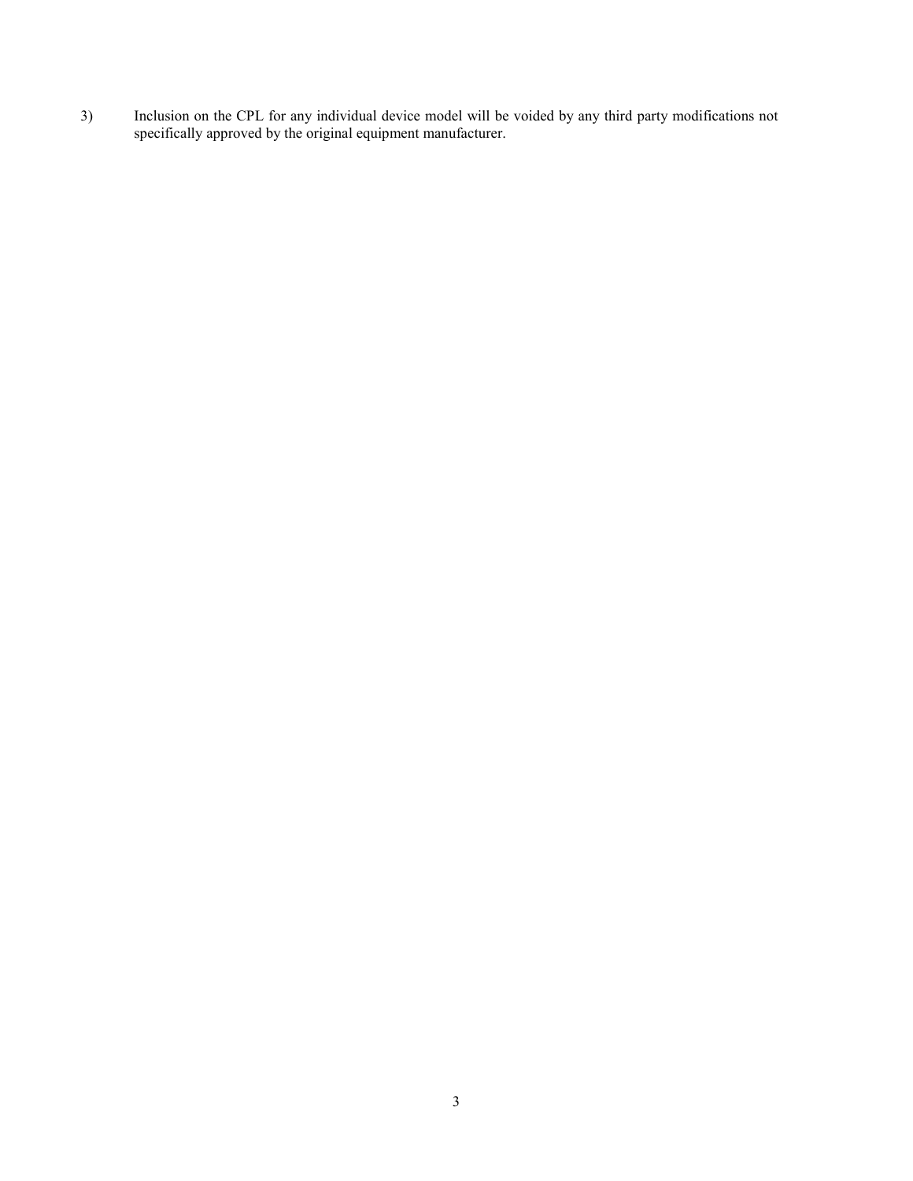3) Inclusion on the CPL for any individual device model will be voided by any third party modifications not specifically approved by the original equipment manufacturer.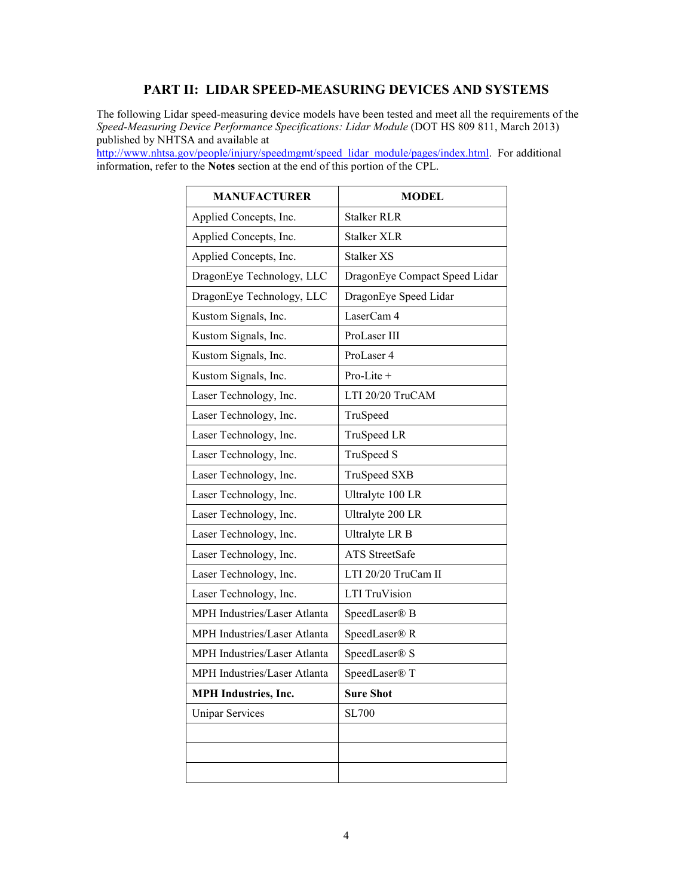## PART II: LIDAR SPEED-MEASURING DEVICES AND SYSTEMS

The following Lidar speed-measuring device models have been tested and meet all the requirements of the *Speed-Measuring Device Performance Specifications: Lidar Module* (DOT HS 809 811, March 2013) published by NHTSA and available at http://www.nhtsa.gov/people/injury/speedmgmt/speed_lidar_module/pages/index.html. For additional information, refer to the **Notes** section at the end of this portion of the CPL.

| MANUFACTURER | MODEL |
|---|---|
| Applied Concepts, Inc. | Stalker RLR |
| Applied Concepts, Inc. | Stalker XLR |
| Applied Concepts, Inc. | Stalker XS |
| DragonEye Technology, LLC | DragonEye Compact Speed Lidar |
| DragonEye Technology, LLC | DragonEye Speed Lidar |
| Kustom Signals, Inc. | LaserCam 4 |
| Kustom Signals, Inc. | ProLaser III |
| Kustom Signals, Inc. | ProLaser 4 |
| Kustom Signals, Inc. | Pro-Lite + |
| Laser Technology, Inc. | LTI 20/20 TruCAM |
| Laser Technology, Inc. | TruSpeed |
| Laser Technology, Inc. | TruSpeed LR |
| Laser Technology, Inc. | TruSpeed S |
| Laser Technology, Inc. | TruSpeed SXB |
| Laser Technology, Inc. | Ultralyte 100 LR |
| Laser Technology, Inc. | Ultralyte 200 LR |
| Laser Technology, Inc. | Ultralyte LR B |
| Laser Technology, Inc. | ATS StreetSafe |
| Laser Technology, Inc. | LTI 20/20 TruCam II |
| Laser Technology, Inc. | LTI TruVision |
| MPH Industries/Laser Atlanta | SpeedLaser® B |
| MPH Industries/Laser Atlanta | SpeedLaser® R |
| MPH Industries/Laser Atlanta | SpeedLaser® S |
| MPH Industries/Laser Atlanta | SpeedLaser® T |
| **MPH Industries, Inc.** | **Sure Shot** |
| Unipar Services | SL700 |
| | |
| | |
| | |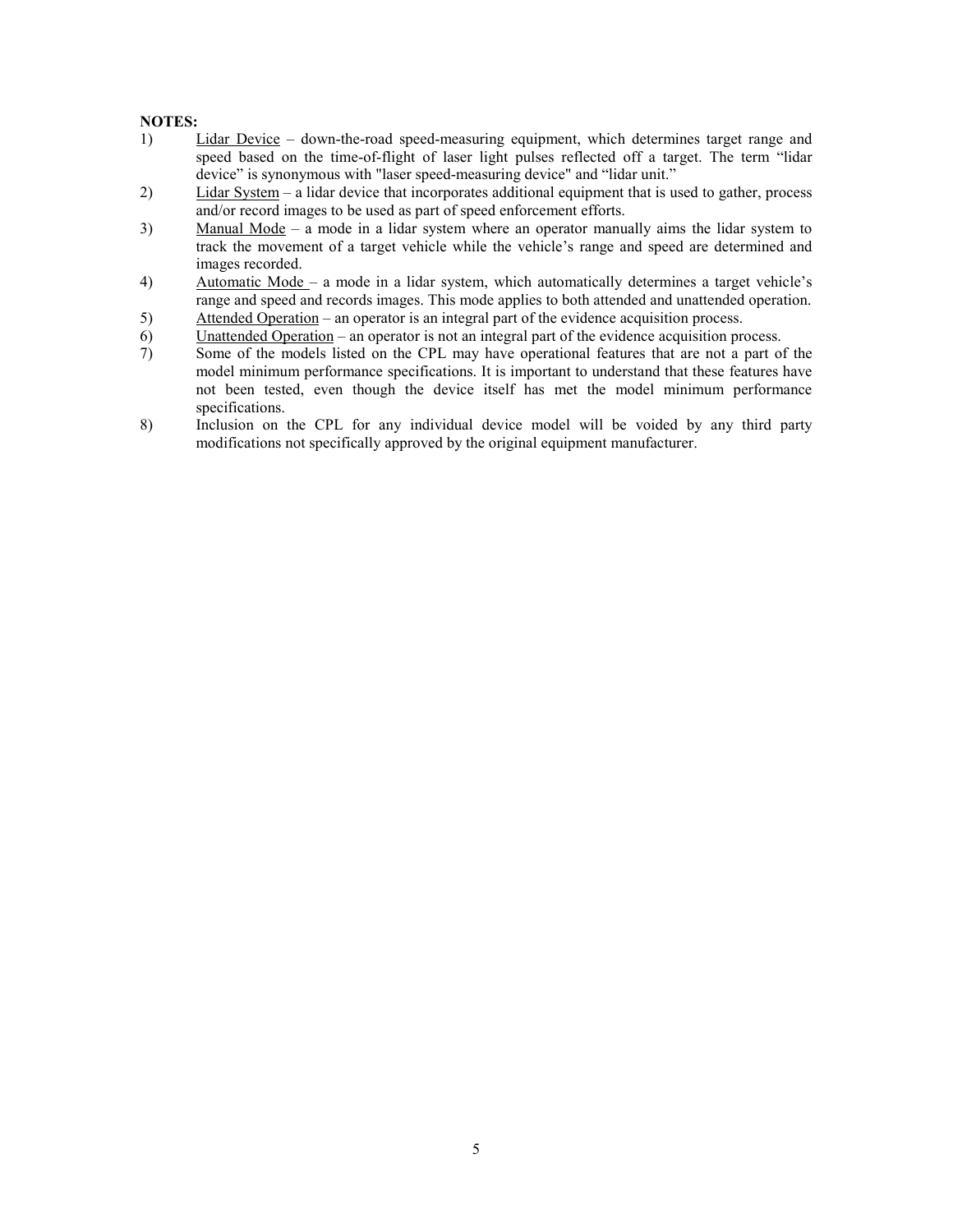**NOTES:**

1) Lidar Device – down-the-road speed-measuring equipment, which determines target range and speed based on the time-of-flight of laser light pulses reflected off a target. The term "lidar device" is synonymous with "laser speed-measuring device" and "lidar unit."
2) Lidar System – a lidar device that incorporates additional equipment that is used to gather, process and/or record images to be used as part of speed enforcement efforts.
3) Manual Mode – a mode in a lidar system where an operator manually aims the lidar system to track the movement of a target vehicle while the vehicle's range and speed are determined and images recorded.
4) Automatic Mode – a mode in a lidar system, which automatically determines a target vehicle's range and speed and records images. This mode applies to both attended and unattended operation.
5) Attended Operation – an operator is an integral part of the evidence acquisition process.
6) Unattended Operation – an operator is not an integral part of the evidence acquisition process.
7) Some of the models listed on the CPL may have operational features that are not a part of the model minimum performance specifications. It is important to understand that these features have not been tested, even though the device itself has met the model minimum performance specifications.
8) Inclusion on the CPL for any individual device model will be voided by any third party modifications not specifically approved by the original equipment manufacturer.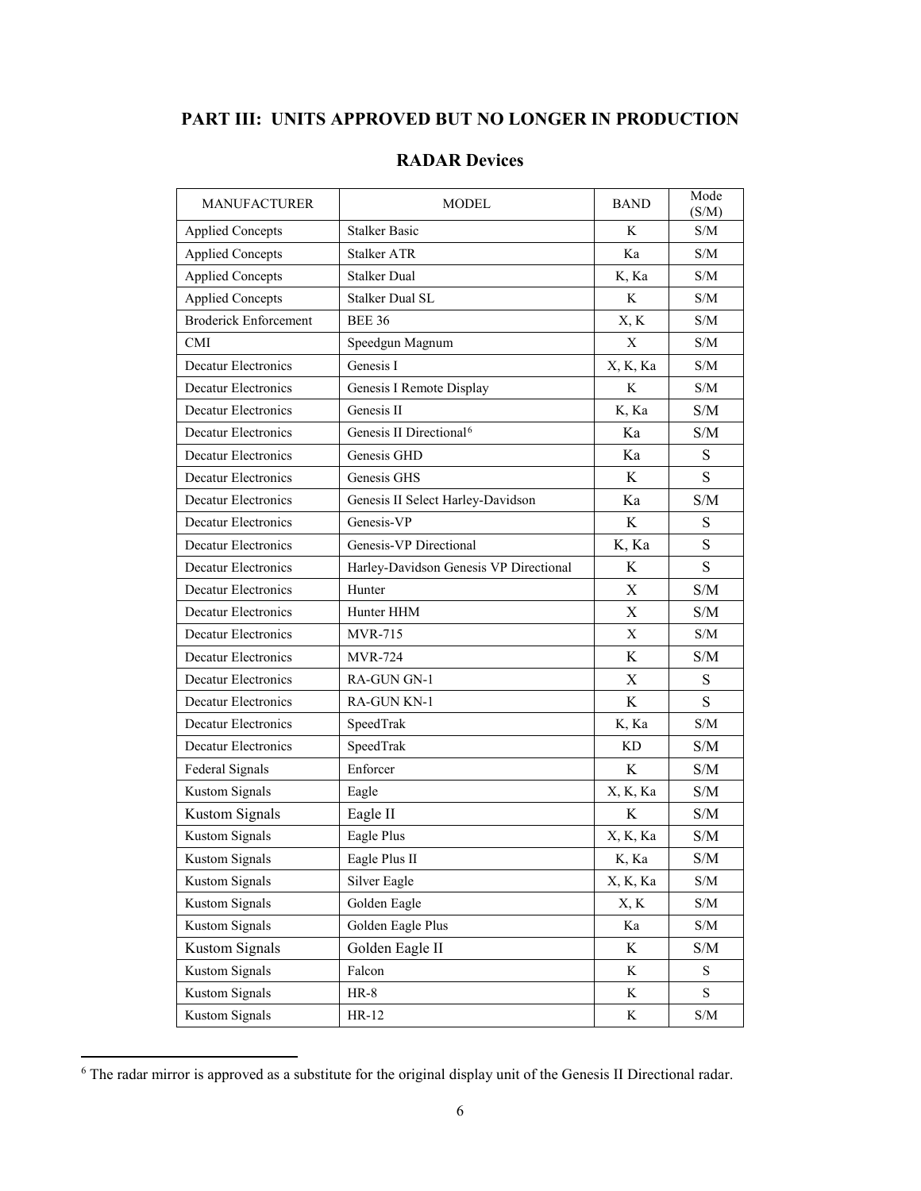## PART III: UNITS APPROVED BUT NO LONGER IN PRODUCTION

### RADAR Devices

| MANUFACTURER | MODEL | BAND | Mode (S/M) |
|---|---|---|---|
| Applied Concepts | Stalker Basic | K | S/M |
| Applied Concepts | Stalker ATR | Ka | S/M |
| Applied Concepts | Stalker Dual | K, Ka | S/M |
| Applied Concepts | Stalker Dual SL | K | S/M |
| Broderick Enforcement | BEE 36 | X, K | S/M |
| CMI | Speedgun Magnum | X | S/M |
| Decatur Electronics | Genesis I | X, K, Ka | S/M |
| Decatur Electronics | Genesis I Remote Display | K | S/M |
| Decatur Electronics | Genesis II | K, Ka | S/M |
| Decatur Electronics | Genesis II Directional[6] | Ka | S/M |
| Decatur Electronics | Genesis GHD | Ka | S |
| Decatur Electronics | Genesis GHS | K | S |
| Decatur Electronics | Genesis II Select Harley-Davidson | Ka | S/M |
| Decatur Electronics | Genesis-VP | K | S |
| Decatur Electronics | Genesis-VP Directional | K, Ka | S |
| Decatur Electronics | Harley-Davidson Genesis VP Directional | K | S |
| Decatur Electronics | Hunter | X | S/M |
| Decatur Electronics | Hunter HHM | X | S/M |
| Decatur Electronics | MVR-715 | X | S/M |
| Decatur Electronics | MVR-724 | K | S/M |
| Decatur Electronics | RA-GUN GN-1 | X | S |
| Decatur Electronics | RA-GUN KN-1 | K | S |
| Decatur Electronics | SpeedTrak | K, Ka | S/M |
| Decatur Electronics | SpeedTrak | KD | S/M |
| Federal Signals | Enforcer | K | S/M |
| Kustom Signals | Eagle | X, K, Ka | S/M |
| Kustom Signals | Eagle II | K | S/M |
| Kustom Signals | Eagle Plus | X, K, Ka | S/M |
| Kustom Signals | Eagle Plus II | K, Ka | S/M |
| Kustom Signals | Silver Eagle | X, K, Ka | S/M |
| Kustom Signals | Golden Eagle | X, K | S/M |
| Kustom Signals | Golden Eagle Plus | Ka | S/M |
| Kustom Signals | Golden Eagle II | K | S/M |
| Kustom Signals | Falcon | K | S |
| Kustom Signals | HR-8 | K | S |
| Kustom Signals | HR-12 | K | S/M |

[6] The radar mirror is approved as a substitute for the original display unit of the Genesis II Directional radar.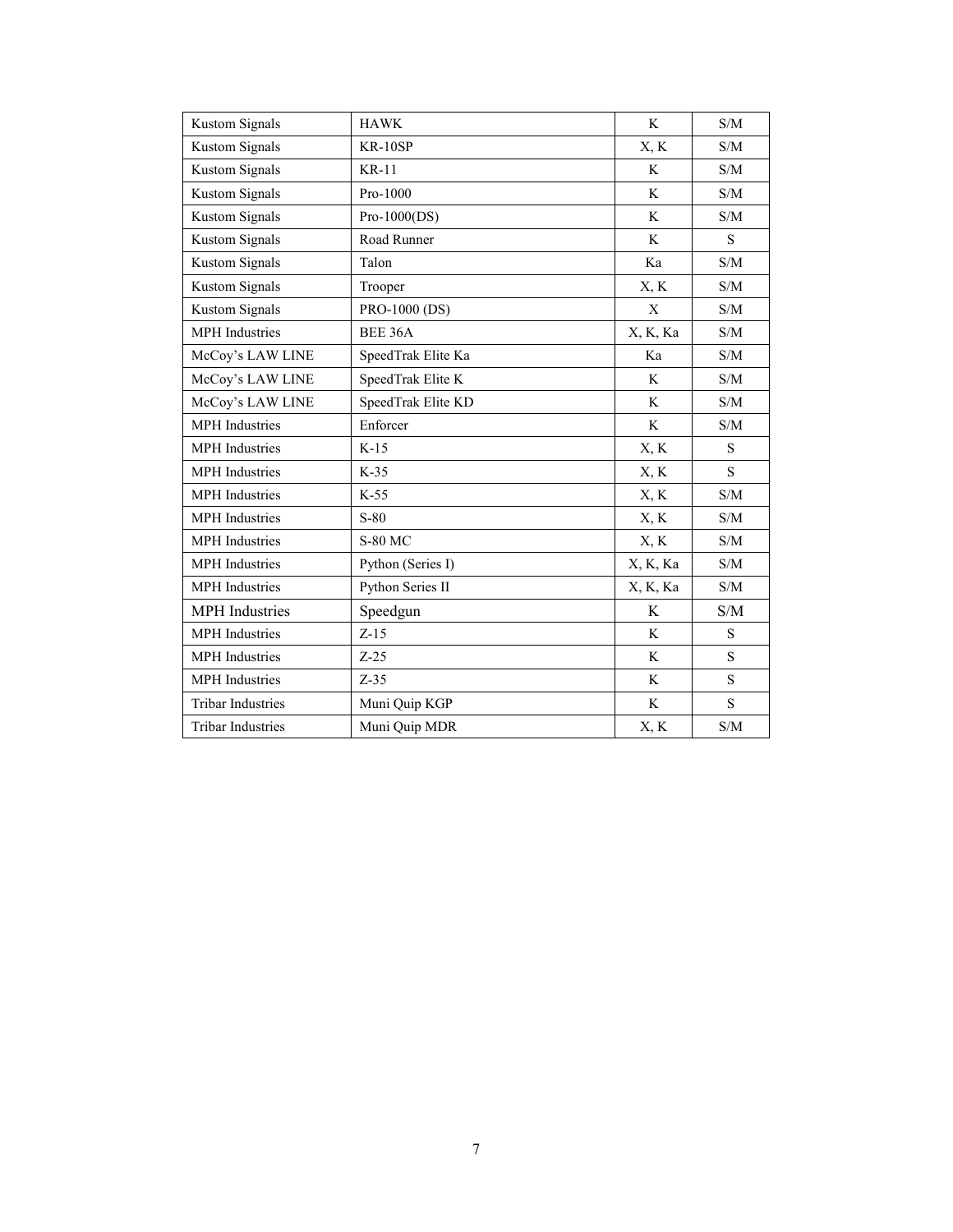| Kustom Signals | HAWK | K | S/M |
|---|---|---|---|
| Kustom Signals | KR-10SP | X, K | S/M |
| Kustom Signals | KR-11 | K | S/M |
| Kustom Signals | Pro-1000 | K | S/M |
| Kustom Signals | Pro-1000(DS) | K | S/M |
| Kustom Signals | Road Runner | K | S |
| Kustom Signals | Talon | Ka | S/M |
| Kustom Signals | Trooper | X, K | S/M |
| Kustom Signals | PRO-1000 (DS) | X | S/M |
| MPH Industries | BEE 36A | X, K, Ka | S/M |
| McCoy's LAW LINE | SpeedTrak Elite Ka | Ka | S/M |
| McCoy's LAW LINE | SpeedTrak Elite K | K | S/M |
| McCoy's LAW LINE | SpeedTrak Elite KD | K | S/M |
| MPH Industries | Enforcer | K | S/M |
| MPH Industries | K-15 | X, K | S |
| MPH Industries | K-35 | X, K | S |
| MPH Industries | K-55 | X, K | S/M |
| MPH Industries | S-80 | X, K | S/M |
| MPH Industries | S-80 MC | X, K | S/M |
| MPH Industries | Python (Series I) | X, K, Ka | S/M |
| MPH Industries | Python Series II | X, K, Ka | S/M |
| MPH Industries | Speedgun | K | S/M |
| MPH Industries | Z-15 | K | S |
| MPH Industries | Z-25 | K | S |
| MPH Industries | Z-35 | K | S |
| Tribar Industries | Muni Quip KGP | K | S |
| Tribar Industries | Muni Quip MDR | X, K | S/M |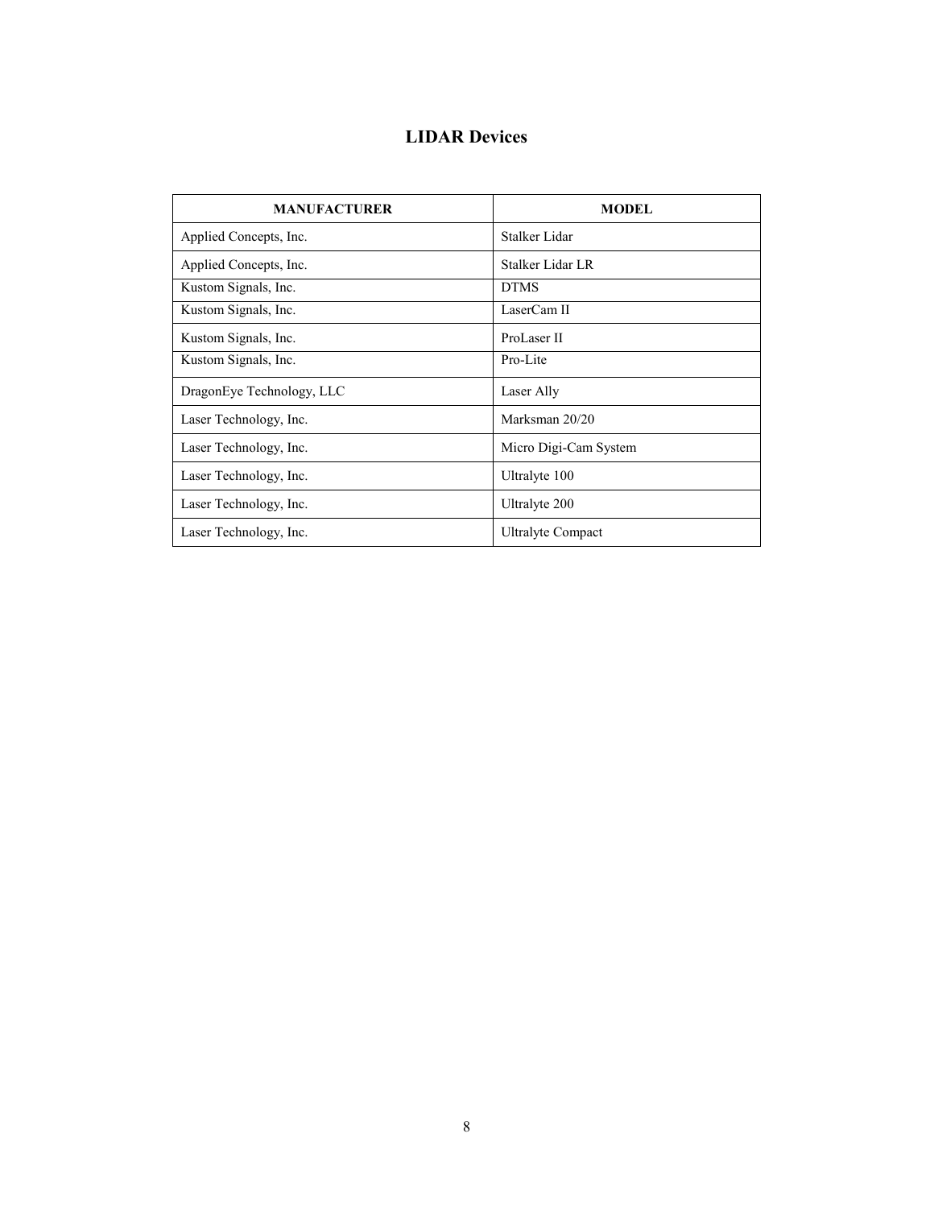# LIDAR Devices

| MANUFACTURER | MODEL |
|---|---|
| Applied Concepts, Inc. | Stalker Lidar |
| Applied Concepts, Inc. | Stalker Lidar LR |
| Kustom Signals, Inc. | DTMS |
| Kustom Signals, Inc. | LaserCam II |
| Kustom Signals, Inc. | ProLaser II |
| Kustom Signals, Inc. | Pro-Lite |
| DragonEye Technology, LLC | Laser Ally |
| Laser Technology, Inc. | Marksman 20/20 |
| Laser Technology, Inc. | Micro Digi-Cam System |
| Laser Technology, Inc. | Ultralyte 100 |
| Laser Technology, Inc. | Ultralyte 200 |
| Laser Technology, Inc. | Ultralyte Compact |